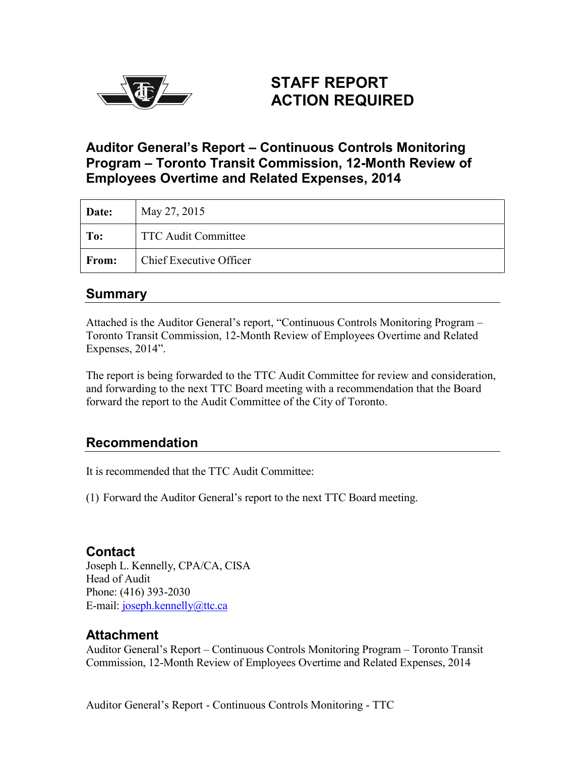# STAFF REPORT
# ACTION REQUIRED

## Auditor General's Report – Continuous Controls Monitoring Program – Toronto Transit Commission, 12-Month Review of Employees Overtime and Related Expenses, 2014

| **Date:** | May 27, 2015 |
|---|---|
| **To:** | TTC Audit Committee |
| **From:** | Chief Executive Officer |

## Summary

Attached is the Auditor General's report, "Continuous Controls Monitoring Program – Toronto Transit Commission, 12-Month Review of Employees Overtime and Related Expenses, 2014".

The report is being forwarded to the TTC Audit Committee for review and consideration, and forwarding to the next TTC Board meeting with a recommendation that the Board forward the report to the Audit Committee of the City of Toronto.

## Recommendation

It is recommended that the TTC Audit Committee:

(1) Forward the Auditor General's report to the next TTC Board meeting.

## Contact

Joseph L. Kennelly, CPA/CA, CISA
Head of Audit
Phone: (416) 393-2030
E-mail: joseph.kennelly@ttc.ca

## Attachment

Auditor General's Report – Continuous Controls Monitoring Program – Toronto Transit Commission, 12-Month Review of Employees Overtime and Related Expenses, 2014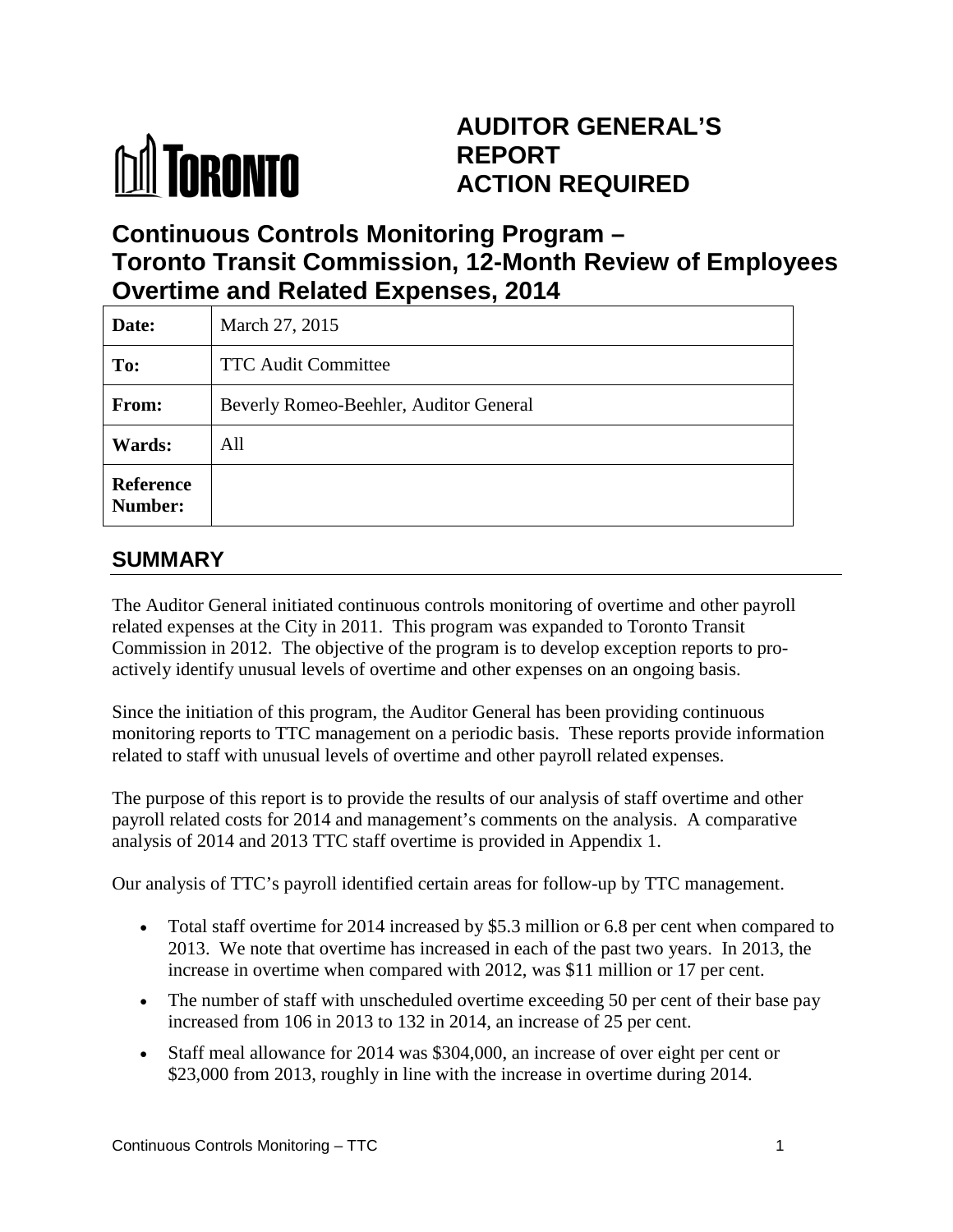# AUDITOR GENERAL'S REPORT ACTION REQUIRED

## Continuous Controls Monitoring Program – Toronto Transit Commission, 12-Month Review of Employees Overtime and Related Expenses, 2014

| | |
|---|---|
| **Date:** | March 27, 2015 |
| **To:** | TTC Audit Committee |
| **From:** | Beverly Romeo-Beehler, Auditor General |
| **Wards:** | All |
| **Reference Number:** | |

## SUMMARY

The Auditor General initiated continuous controls monitoring of overtime and other payroll related expenses at the City in 2011. This program was expanded to Toronto Transit Commission in 2012. The objective of the program is to develop exception reports to pro-actively identify unusual levels of overtime and other expenses on an ongoing basis.

Since the initiation of this program, the Auditor General has been providing continuous monitoring reports to TTC management on a periodic basis. These reports provide information related to staff with unusual levels of overtime and other payroll related expenses.

The purpose of this report is to provide the results of our analysis of staff overtime and other payroll related costs for 2014 and management's comments on the analysis. A comparative analysis of 2014 and 2013 TTC staff overtime is provided in Appendix 1.

Our analysis of TTC's payroll identified certain areas for follow-up by TTC management.

- Total staff overtime for 2014 increased by $5.3 million or 6.8 per cent when compared to 2013. We note that overtime has increased in each of the past two years. In 2013, the increase in overtime when compared with 2012, was $11 million or 17 per cent.
- The number of staff with unscheduled overtime exceeding 50 per cent of their base pay increased from 106 in 2013 to 132 in 2014, an increase of 25 per cent.
- Staff meal allowance for 2014 was $304,000, an increase of over eight per cent or $23,000 from 2013, roughly in line with the increase in overtime during 2014.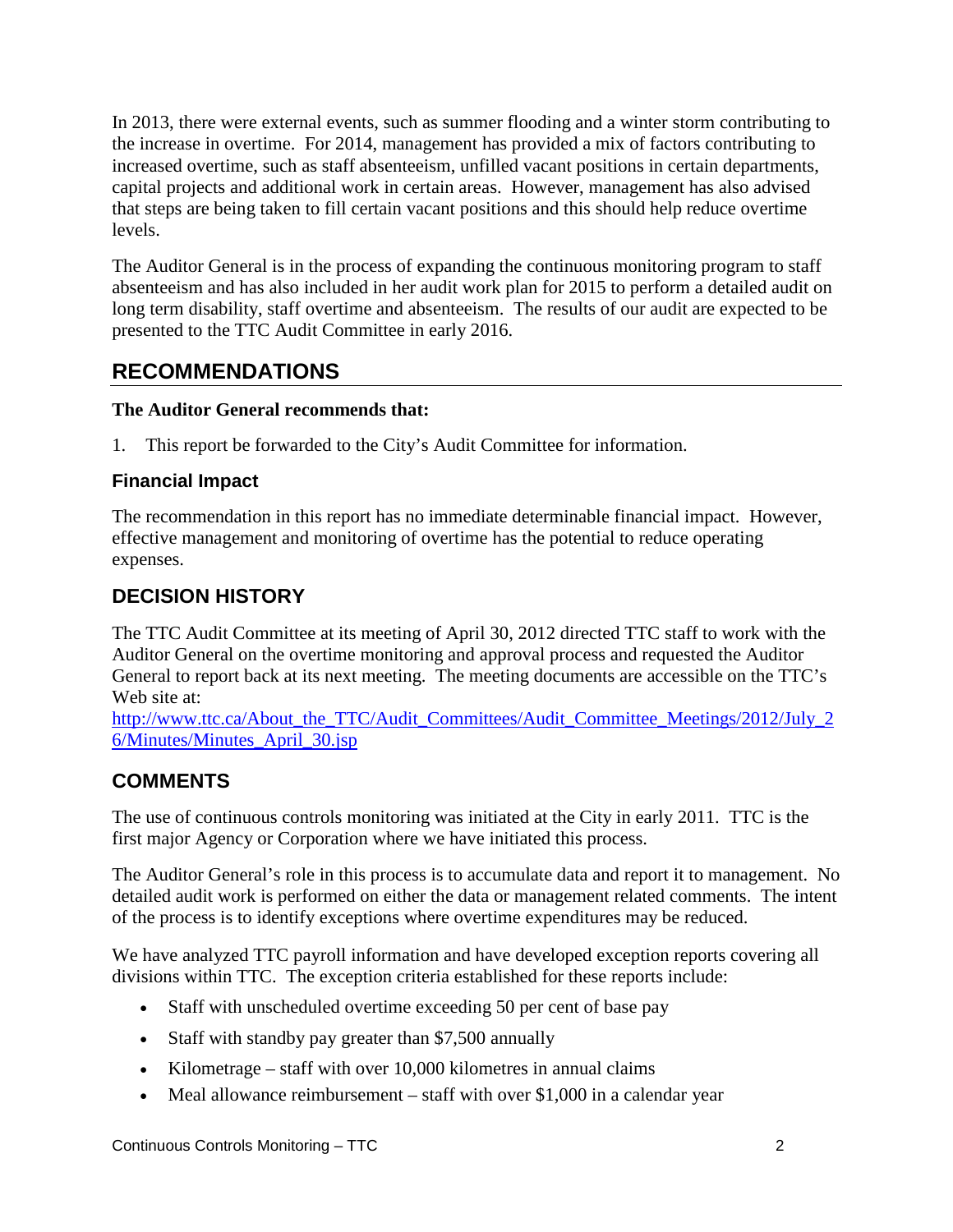In 2013, there were external events, such as summer flooding and a winter storm contributing to the increase in overtime. For 2014, management has provided a mix of factors contributing to increased overtime, such as staff absenteeism, unfilled vacant positions in certain departments, capital projects and additional work in certain areas. However, management has also advised that steps are being taken to fill certain vacant positions and this should help reduce overtime levels.

The Auditor General is in the process of expanding the continuous monitoring program to staff absenteeism and has also included in her audit work plan for 2015 to perform a detailed audit on long term disability, staff overtime and absenteeism. The results of our audit are expected to be presented to the TTC Audit Committee in early 2016.

## RECOMMENDATIONS

**The Auditor General recommends that:**

1. This report be forwarded to the City's Audit Committee for information.

### Financial Impact

The recommendation in this report has no immediate determinable financial impact. However, effective management and monitoring of overtime has the potential to reduce operating expenses.

## DECISION HISTORY

The TTC Audit Committee at its meeting of April 30, 2012 directed TTC staff to work with the Auditor General on the overtime monitoring and approval process and requested the Auditor General to report back at its next meeting. The meeting documents are accessible on the TTC's Web site at:
[http://www.ttc.ca/About_the_TTC/Audit_Committees/Audit_Committee_Meetings/2012/July_26/Minutes/Minutes_April_30.jsp](http://www.ttc.ca/About_the_TTC/Audit_Committees/Audit_Committee_Meetings/2012/July_26/Minutes/Minutes_April_30.jsp)

## COMMENTS

The use of continuous controls monitoring was initiated at the City in early 2011. TTC is the first major Agency or Corporation where we have initiated this process.

The Auditor General's role in this process is to accumulate data and report it to management. No detailed audit work is performed on either the data or management related comments. The intent of the process is to identify exceptions where overtime expenditures may be reduced.

We have analyzed TTC payroll information and have developed exception reports covering all divisions within TTC. The exception criteria established for these reports include:

- Staff with unscheduled overtime exceeding 50 per cent of base pay
- Staff with standby pay greater than $7,500 annually
- Kilometrage – staff with over 10,000 kilometres in annual claims
- Meal allowance reimbursement – staff with over $1,000 in a calendar year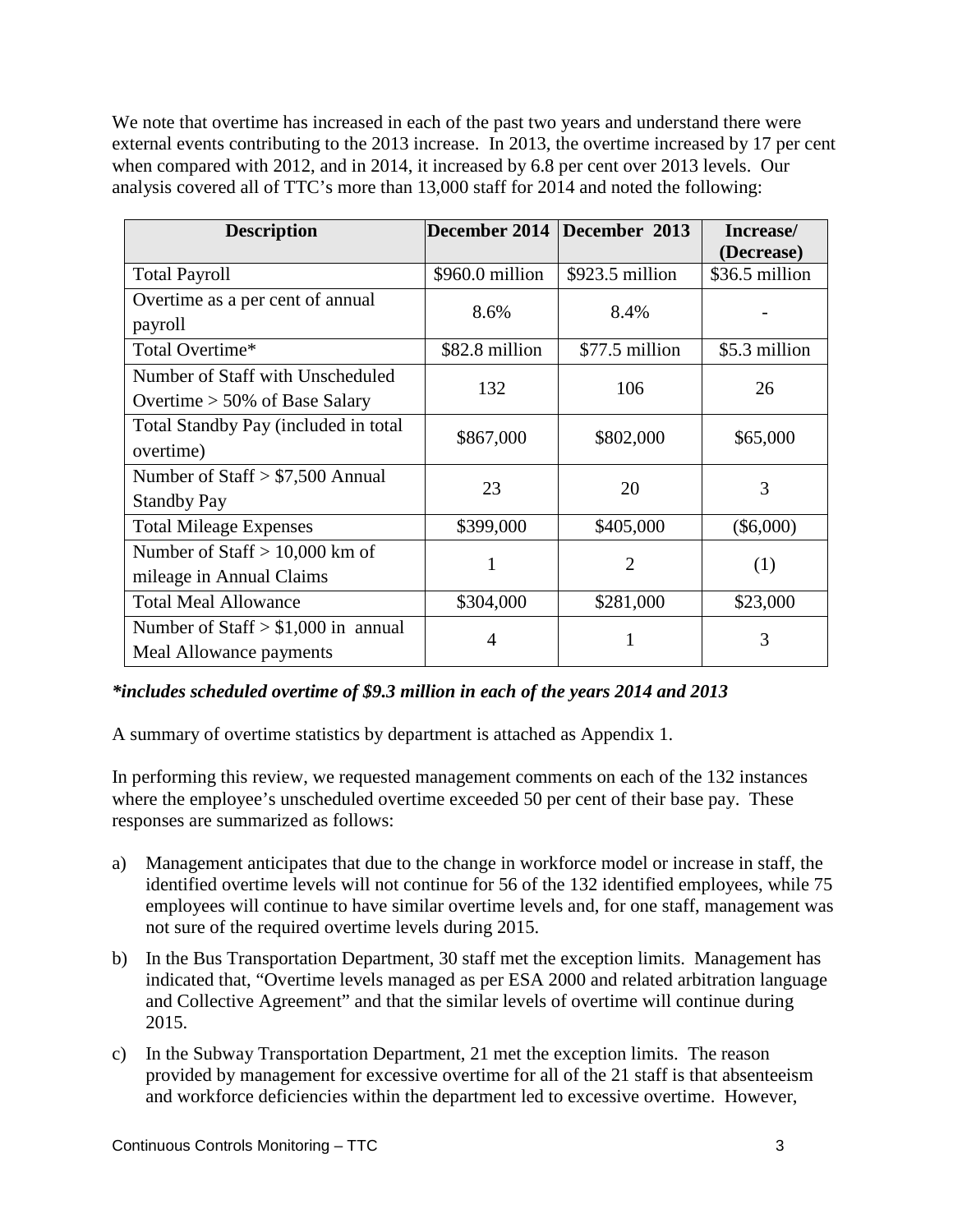We note that overtime has increased in each of the past two years and understand there were external events contributing to the 2013 increase. In 2013, the overtime increased by 17 per cent when compared with 2012, and in 2014, it increased by 6.8 per cent over 2013 levels. Our analysis covered all of TTC's more than 13,000 staff for 2014 and noted the following:

| Description | December 2014 | December 2013 | Increase/ (Decrease) |
|---|---|---|---|
| Total Payroll | $960.0 million | $923.5 million | $36.5 million |
| Overtime as a per cent of annual payroll | 8.6% | 8.4% | - |
| Total Overtime* | $82.8 million | $77.5 million | $5.3 million |
| Number of Staff with Unscheduled Overtime > 50% of Base Salary | 132 | 106 | 26 |
| Total Standby Pay (included in total overtime) | $867,000 | $802,000 | $65,000 |
| Number of Staff > $7,500 Annual Standby Pay | 23 | 20 | 3 |
| Total Mileage Expenses | $399,000 | $405,000 | ($6,000) |
| Number of Staff > 10,000 km of mileage in Annual Claims | 1 | 2 | (1) |
| Total Meal Allowance | $304,000 | $281,000 | $23,000 |
| Number of Staff > $1,000 in annual Meal Allowance payments | 4 | 1 | 3 |

***includes scheduled overtime of $9.3 million in each of the years 2014 and 2013***

A summary of overtime statistics by department is attached as Appendix 1.

In performing this review, we requested management comments on each of the 132 instances where the employee's unscheduled overtime exceeded 50 per cent of their base pay. These responses are summarized as follows:

a) Management anticipates that due to the change in workforce model or increase in staff, the identified overtime levels will not continue for 56 of the 132 identified employees, while 75 employees will continue to have similar overtime levels and, for one staff, management was not sure of the required overtime levels during 2015.

b) In the Bus Transportation Department, 30 staff met the exception limits. Management has indicated that, "Overtime levels managed as per ESA 2000 and related arbitration language and Collective Agreement" and that the similar levels of overtime will continue during 2015.

c) In the Subway Transportation Department, 21 met the exception limits. The reason provided by management for excessive overtime for all of the 21 staff is that absenteeism and workforce deficiencies within the department led to excessive overtime. However,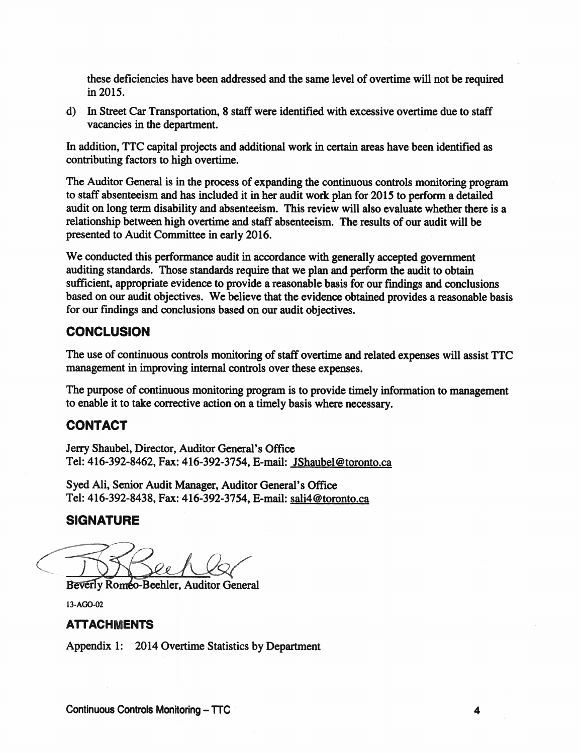these deficiencies have been addressed and the same level of overtime will not be required in 2015.

d) In Street Car Transportation, 8 staff were identified with excessive overtime due to staff vacancies in the department.

In addition, TTC capital projects and additional work in certain areas have been identified as contributing factors to high overtime.

The Auditor General is in the process of expanding the continuous controls monitoring program to staff absenteeism and has included it in her audit work plan for 2015 to perform a detailed audit on long term disability and absenteeism. This review will also evaluate whether there is a relationship between high overtime and staff absenteeism. The results of our audit will be presented to Audit Committee in early 2016.

We conducted this performance audit in accordance with generally accepted government auditing standards. Those standards require that we plan and perform the audit to obtain sufficient, appropriate evidence to provide a reasonable basis for our findings and conclusions based on our audit objectives. We believe that the evidence obtained provides a reasonable basis for our findings and conclusions based on our audit objectives.

## CONCLUSION

The use of continuous controls monitoring of staff overtime and related expenses will assist TTC management in improving internal controls over these expenses.

The purpose of continuous monitoring program is to provide timely information to management to enable it to take corrective action on a timely basis where necessary.

## CONTACT

Jerry Shaubel, Director, Auditor General's Office
Tel: 416-392-8462, Fax: 416-392-3754, E-mail: JShaubel@toronto.ca

Syed Ali, Senior Audit Manager, Auditor General's Office
Tel: 416-392-8438, Fax: 416-392-3754, E-mail: sali4@toronto.ca

## SIGNATURE

Beverly Romeo-Beehler, Auditor General

13-AGO-02

### ATTACHMENTS

Appendix 1: 2014 Overtime Statistics by Department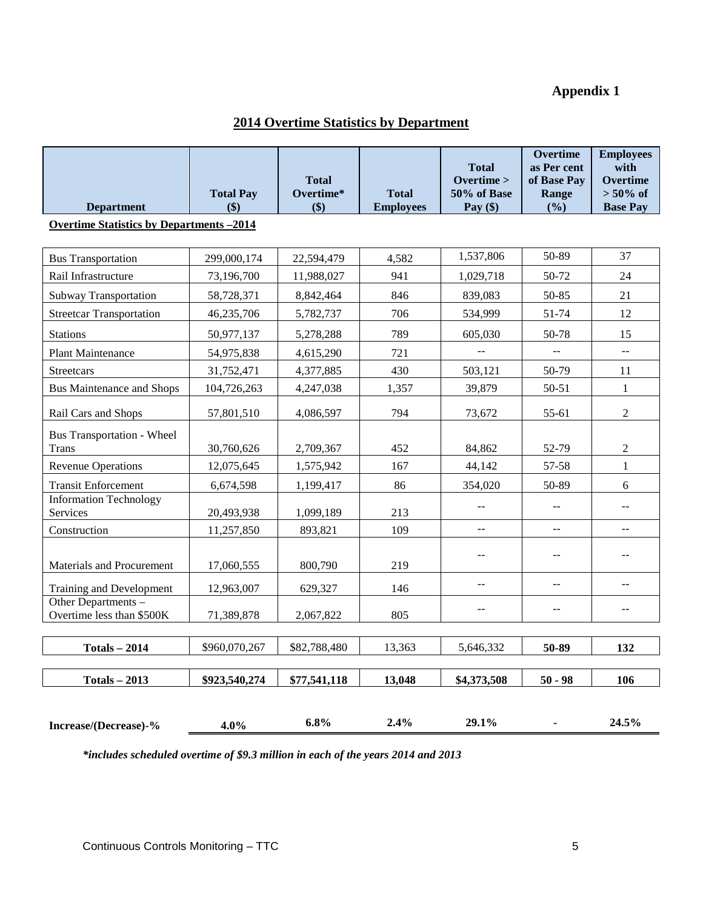**Appendix 1**

## 2014 Overtime Statistics by Department

| Department | Total Pay ($) | Total Overtime* ($) | Total Employees | Total Overtime > 50% of Base Pay ($) | Overtime as Per cent of Base Pay Range (%) | Employees with Overtime > 50% of Base Pay |
|---|---|---|---|---|---|---|
| **Overtime Statistics by Departments –2014** | | | | | | |
| Bus Transportation | 299,000,174 | 22,594,479 | 4,582 | 1,537,806 | 50-89 | 37 |
| Rail Infrastructure | 73,196,700 | 11,988,027 | 941 | 1,029,718 | 50-72 | 24 |
| Subway Transportation | 58,728,371 | 8,842,464 | 846 | 839,083 | 50-85 | 21 |
| Streetcar Transportation | 46,235,706 | 5,782,737 | 706 | 534,999 | 51-74 | 12 |
| Stations | 50,977,137 | 5,278,288 | 789 | 605,030 | 50-78 | 15 |
| Plant Maintenance | 54,975,838 | 4,615,290 | 721 | -- | -- | -- |
| Streetcars | 31,752,471 | 4,377,885 | 430 | 503,121 | 50-79 | 11 |
| Bus Maintenance and Shops | 104,726,263 | 4,247,038 | 1,357 | 39,879 | 50-51 | 1 |
| Rail Cars and Shops | 57,801,510 | 4,086,597 | 794 | 73,672 | 55-61 | 2 |
| Bus Transportation - Wheel Trans | 30,760,626 | 2,709,367 | 452 | 84,862 | 52-79 | 2 |
| Revenue Operations | 12,075,645 | 1,575,942 | 167 | 44,142 | 57-58 | 1 |
| Transit Enforcement | 6,674,598 | 1,199,417 | 86 | 354,020 | 50-89 | 6 |
| Information Technology Services | 20,493,938 | 1,099,189 | 213 | -- | -- | -- |
| Construction | 11,257,850 | 893,821 | 109 | -- | -- | -- |
| Materials and Procurement | 17,060,555 | 800,790 | 219 | -- | -- | -- |
| Training and Development | 12,963,007 | 629,327 | 146 | -- | -- | -- |
| Other Departments – Overtime less than $500K | 71,389,878 | 2,067,822 | 805 | -- | -- | -- |
| **Totals – 2014** | $960,070,267 | $82,788,480 | 13,363 | 5,646,332 | **50-89** | **132** |
| **Totals – 2013** | **$923,540,274** | **$77,541,118** | **13,048** | **$4,373,508** | **50 - 98** | **106** |
| **Increase/(Decrease)-%** | **4.0%** | **6.8%** | **2.4%** | **29.1%** | **-** | **24.5%** |

***includes scheduled overtime of $9.3 million in each of the years 2014 and 2013***